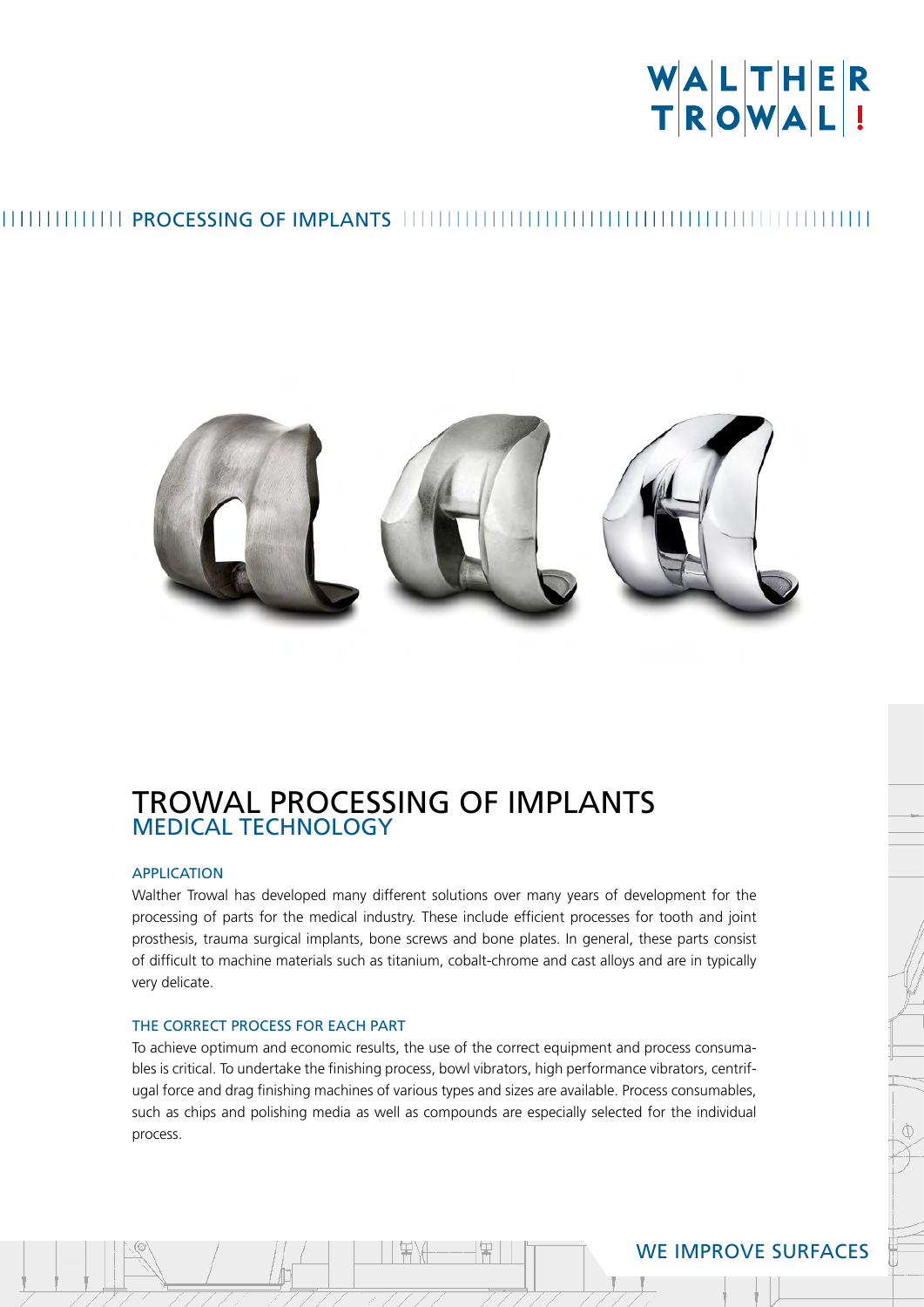# PROCESSING OF IMPLANTS

# TROWAL PROCESSING OF IMPLANTS
## MEDICAL TECHNOLOGY

### APPLICATION

Walther Trowal has developed many different solutions over many years of development for the processing of parts for the medical industry. These include efficient processes for tooth and joint prosthesis, trauma surgical implants, bone screws and bone plates. In general, these parts consist of difficult to machine materials such as titanium, cobalt-chrome and cast alloys and are in typically very delicate.

### THE CORRECT PROCESS FOR EACH PART

To achieve optimum and economic results, the use of the correct equipment and process consumables is critical. To undertake the finishing process, bowl vibrators, high performance vibrators, centrifugal force and drag finishing machines of various types and sizes are available. Process consumables, such as chips and polishing media as well as compounds are especially selected for the individual process.

WE IMPROVE SURFACES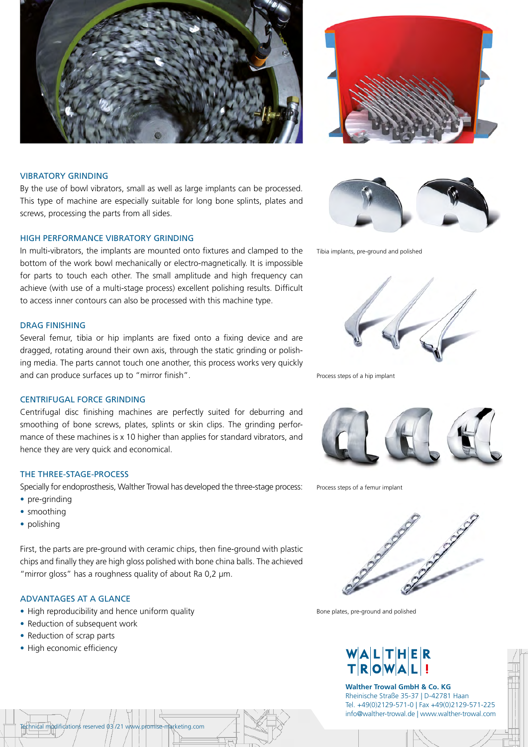## VIBRATORY GRINDING

By the use of bowl vibrators, small as well as large implants can be processed. This type of machine are especially suitable for long bone splints, plates and screws, processing the parts from all sides.

## HIGH PERFORMANCE VIBRATORY GRINDING

In multi-vibrators, the implants are mounted onto fixtures and clamped to the bottom of the work bowl mechanically or electro-magnetically. It is impossible for parts to touch each other. The small amplitude and high frequency can achieve (with use of a multi-stage process) excellent polishing results. Difficult to access inner contours can also be processed with this machine type.

## DRAG FINISHING

Several femur, tibia or hip implants are fixed onto a fixing device and are dragged, rotating around their own axis, through the static grinding or polishing media. The parts cannot touch one another, this process works very quickly and can produce surfaces up to "mirror finish".

## CENTRIFUGAL FORCE GRINDING

Centrifugal disc finishing machines are perfectly suited for deburring and smoothing of bone screws, plates, splints or skin clips. The grinding performance of these machines is x 10 higher than applies for standard vibrators, and hence they are very quick and economical.

## THE THREE-STAGE-PROCESS

Specially for endoprosthesis, Walther Trowal has developed the three-stage process:

- pre-grinding
- smoothing
- polishing

First, the parts are pre-ground with ceramic chips, then fine-ground with plastic chips and finally they are high gloss polished with bone china balls. The achieved "mirror gloss" has a roughness quality of about Ra 0,2 µm.

## ADVANTAGES AT A GLANCE

- High reproducibility and hence uniform quality
- Reduction of subsequent work
- Reduction of scrap parts
- High economic efficiency

Tibia implants, pre-ground and polished

Process steps of a hip implant

Process steps of a femur implant

Bone plates, pre-ground and polished

**Walther Trowal GmbH & Co. KG**
Rheinische Straße 35-37 | D-42781 Haan
Tel. +49(0)2129-571-0 | Fax +49(0)2129-571-225
info@walther-trowal.de | www.walther-trowal.com

Technical modifications reserved 03/21 www.promise-marketing.com